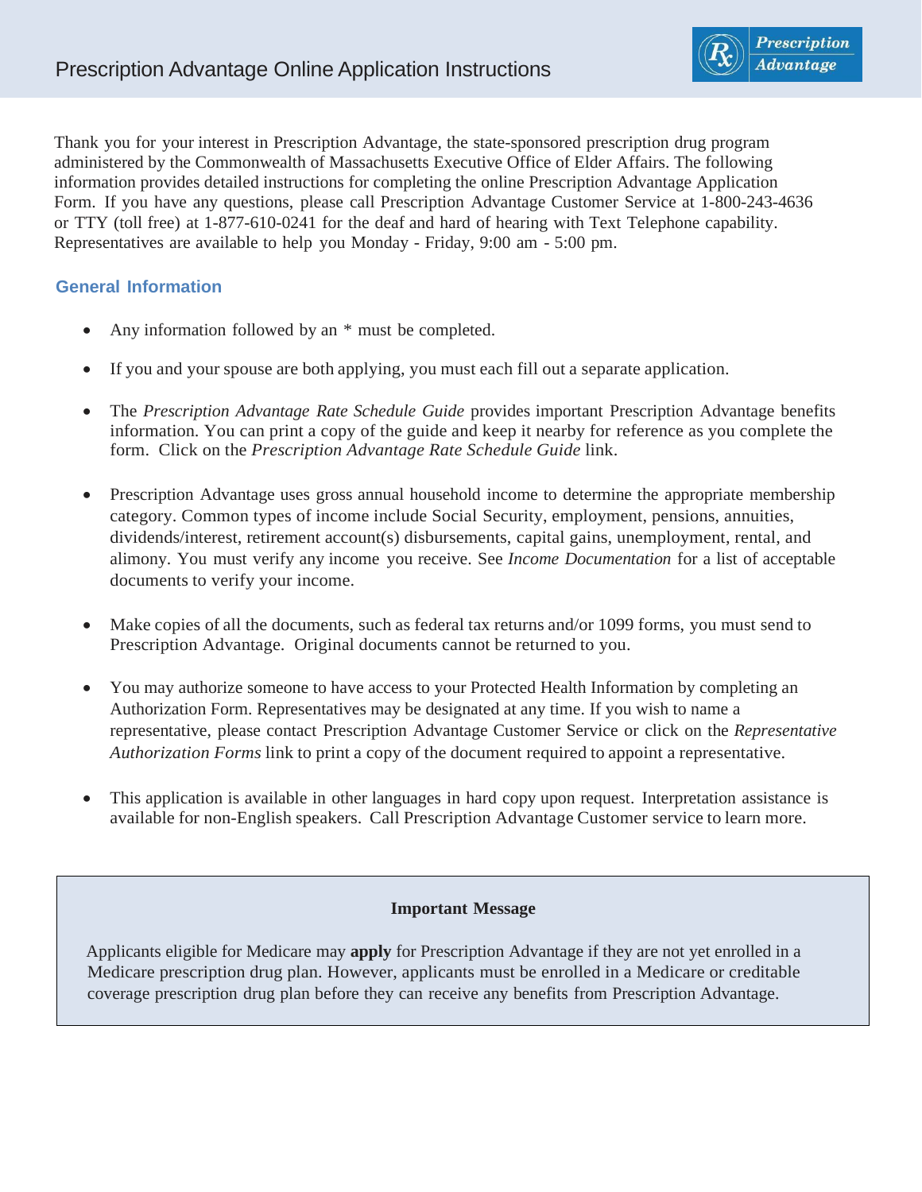# Prescription Advantage Online Application Instructions

Thank you for your interest in Prescription Advantage, the state-sponsored prescription drug program administered by the Commonwealth of Massachusetts Executive Office of Elder Affairs. The following information provides detailed instructions for completing the online Prescription Advantage Application Form. If you have any questions, please call Prescription Advantage Customer Service at 1-800-243-4636 or TTY (toll free) at 1-877-610-0241 for the deaf and hard of hearing with Text Telephone capability. Representatives are available to help you Monday - Friday, 9:00 am - 5:00 pm.

## General Information

- Any information followed by an * must be completed.
- If you and your spouse are both applying, you must each fill out a separate application.
- The *Prescription Advantage Rate Schedule Guide* provides important Prescription Advantage benefits information. You can print a copy of the guide and keep it nearby for reference as you complete the form. Click on the *Prescription Advantage Rate Schedule Guide* link.
- Prescription Advantage uses gross annual household income to determine the appropriate membership category. Common types of income include Social Security, employment, pensions, annuities, dividends/interest, retirement account(s) disbursements, capital gains, unemployment, rental, and alimony. You must verify any income you receive. See *Income Documentation* for a list of acceptable documents to verify your income.
- Make copies of all the documents, such as federal tax returns and/or 1099 forms, you must send to Prescription Advantage. Original documents cannot be returned to you.
- You may authorize someone to have access to your Protected Health Information by completing an Authorization Form. Representatives may be designated at any time. If you wish to name a representative, please contact Prescription Advantage Customer Service or click on the *Representative Authorization Forms* link to print a copy of the document required to appoint a representative.
- This application is available in other languages in hard copy upon request. Interpretation assistance is available for non-English speakers. Call Prescription Advantage Customer service to learn more.

**Important Message**

Applicants eligible for Medicare may **apply** for Prescription Advantage if they are not yet enrolled in a Medicare prescription drug plan. However, applicants must be enrolled in a Medicare or creditable coverage prescription drug plan before they can receive any benefits from Prescription Advantage.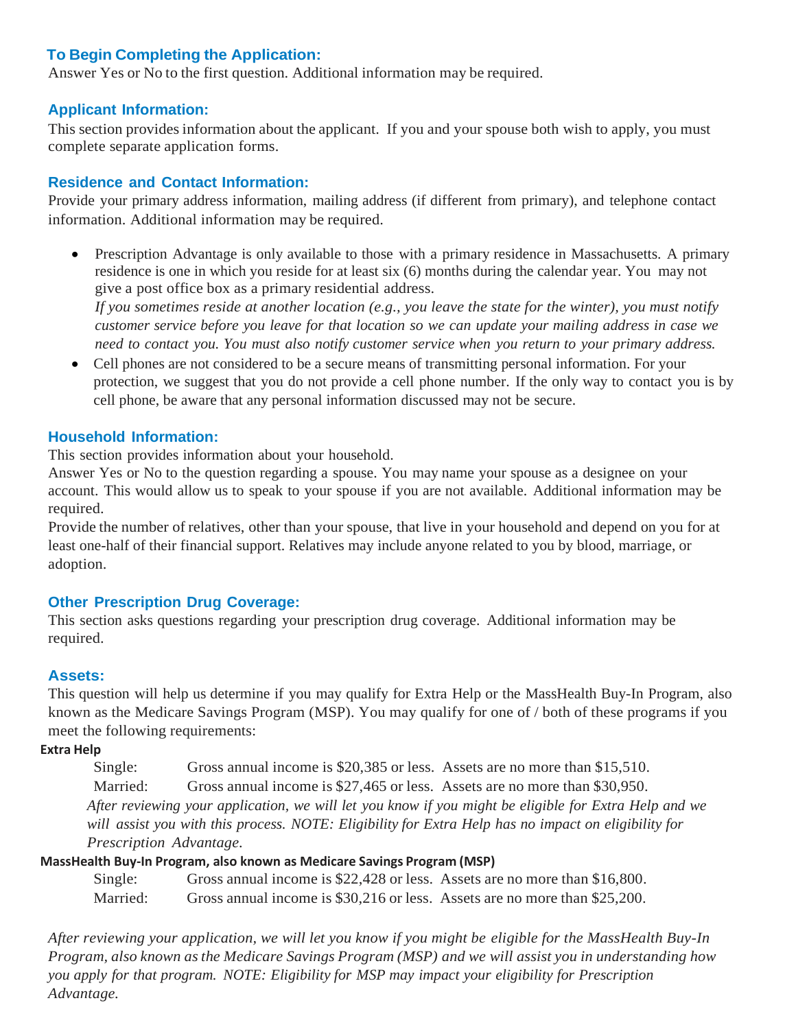## To Begin Completing the Application:

Answer Yes or No to the first question. Additional information may be required.

## Applicant Information:

This section provides information about the applicant. If you and your spouse both wish to apply, you must complete separate application forms.

## Residence and Contact Information:

Provide your primary address information, mailing address (if different from primary), and telephone contact information. Additional information may be required.

- Prescription Advantage is only available to those with a primary residence in Massachusetts. A primary residence is one in which you reside for at least six (6) months during the calendar year. You may not give a post office box as a primary residential address.
  *If you sometimes reside at another location (e.g., you leave the state for the winter), you must notify customer service before you leave for that location so we can update your mailing address in case we need to contact you. You must also notify customer service when you return to your primary address.*
- Cell phones are not considered to be a secure means of transmitting personal information. For your protection, we suggest that you do not provide a cell phone number. If the only way to contact you is by cell phone, be aware that any personal information discussed may not be secure.

## Household Information:

This section provides information about your household.

Answer Yes or No to the question regarding a spouse. You may name your spouse as a designee on your account. This would allow us to speak to your spouse if you are not available. Additional information may be required.

Provide the number of relatives, other than your spouse, that live in your household and depend on you for at least one-half of their financial support. Relatives may include anyone related to you by blood, marriage, or adoption.

## Other Prescription Drug Coverage:

This section asks questions regarding your prescription drug coverage. Additional information may be required.

## Assets:

This question will help us determine if you may qualify for Extra Help or the MassHealth Buy-In Program, also known as the Medicare Savings Program (MSP). You may qualify for one of / both of these programs if you meet the following requirements:

**Extra Help**

| | |
|---|---|
| Single: | Gross annual income is $20,385 or less. Assets are no more than $15,510. |
| Married: | Gross annual income is $27,465 or less. Assets are no more than $30,950. |

*After reviewing your application, we will let you know if you might be eligible for Extra Help and we will assist you with this process. NOTE: Eligibility for Extra Help has no impact on eligibility for Prescription Advantage.*

**MassHealth Buy-In Program, also known as Medicare Savings Program (MSP)**

| | |
|---|---|
| Single: | Gross annual income is $22,428 or less. Assets are no more than $16,800. |
| Married: | Gross annual income is $30,216 or less. Assets are no more than $25,200. |

*After reviewing your application, we will let you know if you might be eligible for the MassHealth Buy-In Program, also known as the Medicare Savings Program (MSP) and we will assist you in understanding how you apply for that program. NOTE: Eligibility for MSP may impact your eligibility for Prescription Advantage.*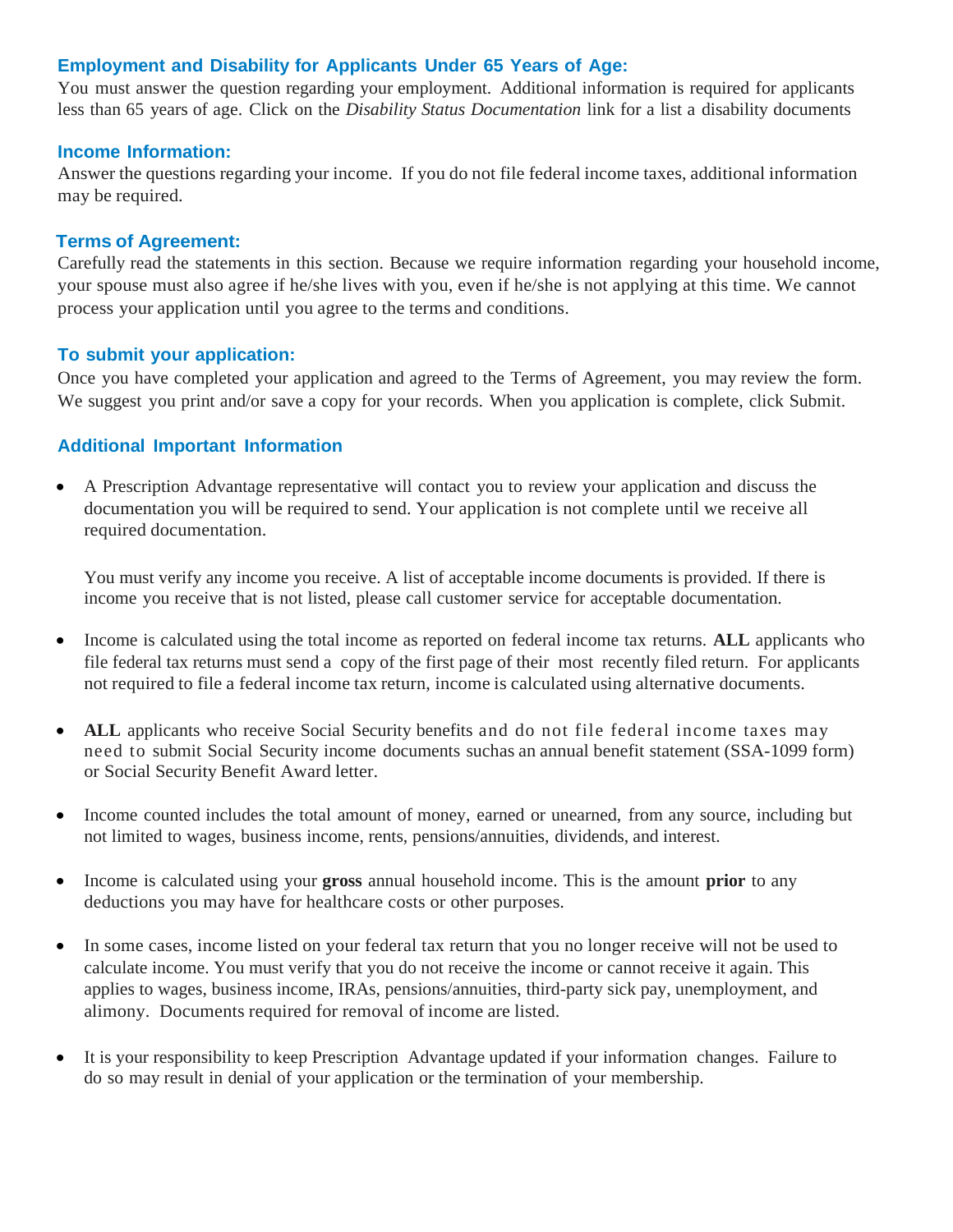### Employment and Disability for Applicants Under 65 Years of Age:

You must answer the question regarding your employment. Additional information is required for applicants less than 65 years of age. Click on the *Disability Status Documentation* link for a list a disability documents

### Income Information:

Answer the questions regarding your income. If you do not file federal income taxes, additional information may be required.

### Terms of Agreement:

Carefully read the statements in this section. Because we require information regarding your household income, your spouse must also agree if he/she lives with you, even if he/she is not applying at this time. We cannot process your application until you agree to the terms and conditions.

### To submit your application:

Once you have completed your application and agreed to the Terms of Agreement, you may review the form. We suggest you print and/or save a copy for your records. When you application is complete, click Submit.

### Additional Important Information

- A Prescription Advantage representative will contact you to review your application and discuss the documentation you will be required to send. Your application is not complete until we receive all required documentation.

  You must verify any income you receive. A list of acceptable income documents is provided. If there is income you receive that is not listed, please call customer service for acceptable documentation.

- Income is calculated using the total income as reported on federal income tax returns. **ALL** applicants who file federal tax returns must send a copy of the first page of their most recently filed return. For applicants not required to file a federal income tax return, income is calculated using alternative documents.

- **ALL** applicants who receive Social Security benefits and do not file federal income taxes may need to submit Social Security income documents suchas an annual benefit statement (SSA-1099 form) or Social Security Benefit Award letter.

- Income counted includes the total amount of money, earned or unearned, from any source, including but not limited to wages, business income, rents, pensions/annuities, dividends, and interest.

- Income is calculated using your **gross** annual household income. This is the amount **prior** to any deductions you may have for healthcare costs or other purposes.

- In some cases, income listed on your federal tax return that you no longer receive will not be used to calculate income. You must verify that you do not receive the income or cannot receive it again. This applies to wages, business income, IRAs, pensions/annuities, third-party sick pay, unemployment, and alimony. Documents required for removal of income are listed.

- It is your responsibility to keep Prescription Advantage updated if your information changes. Failure to do so may result in denial of your application or the termination of your membership.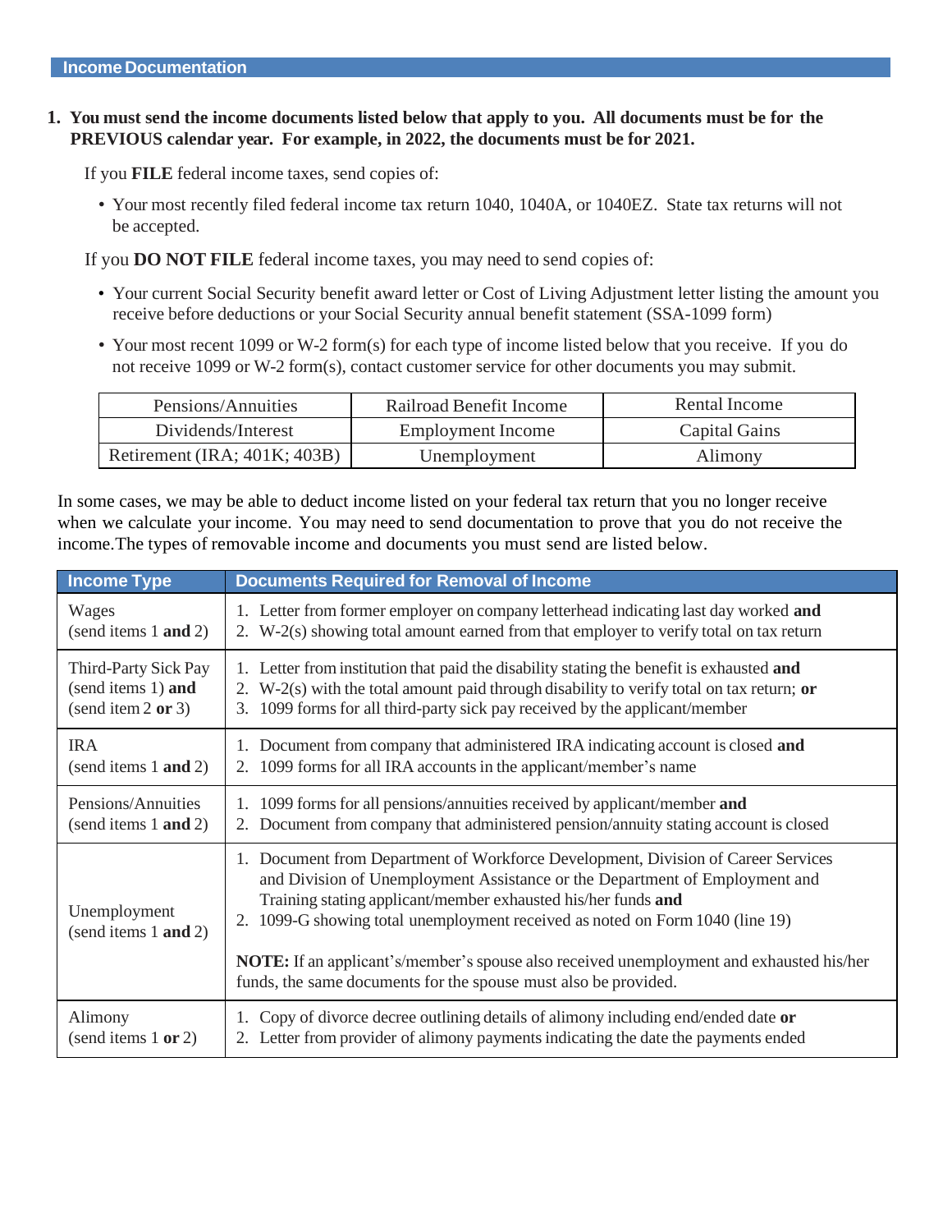## Income Documentation

1. **You must send the income documents listed below that apply to you. All documents must be for the PREVIOUS calendar year. For example, in 2022, the documents must be for 2021.**

   If you **FILE** federal income taxes, send copies of:

   - Your most recently filed federal income tax return 1040, 1040A, or 1040EZ. State tax returns will not be accepted.

   If you **DO NOT FILE** federal income taxes, you may need to send copies of:

   - Your current Social Security benefit award letter or Cost of Living Adjustment letter listing the amount you receive before deductions or your Social Security annual benefit statement (SSA-1099 form)
   - Your most recent 1099 or W-2 form(s) for each type of income listed below that you receive. If you do not receive 1099 or W-2 form(s), contact customer service for other documents you may submit.

| | | |
|---|---|---|
| Pensions/Annuities | Railroad Benefit Income | Rental Income |
| Dividends/Interest | Employment Income | Capital Gains |
| Retirement (IRA; 401K; 403B) | Unemployment | Alimony |

In some cases, we may be able to deduct income listed on your federal tax return that you no longer receive when we calculate your income. You may need to send documentation to prove that you do not receive the income.The types of removable income and documents you must send are listed below.

| Income Type | Documents Required for Removal of Income |
|---|---|
| Wages (send items 1 **and** 2) | 1. Letter from former employer on company letterhead indicating last day worked **and**<br>2. W-2(s) showing total amount earned from that employer to verify total on tax return |
| Third-Party Sick Pay (send items 1) **and** (send item 2 **or** 3) | 1. Letter from institution that paid the disability stating the benefit is exhausted **and**<br>2. W-2(s) with the total amount paid through disability to verify total on tax return; **or**<br>3. 1099 forms for all third-party sick pay received by the applicant/member |
| IRA (send items 1 **and** 2) | 1. Document from company that administered IRA indicating account is closed **and**<br>2. 1099 forms for all IRA accounts in the applicant/member's name |
| Pensions/Annuities (send items 1 **and** 2) | 1. 1099 forms for all pensions/annuities received by applicant/member **and**<br>2. Document from company that administered pension/annuity stating account is closed |
| Unemployment (send items 1 **and** 2) | 1. Document from Department of Workforce Development, Division of Career Services and Division of Unemployment Assistance or the Department of Employment and Training stating applicant/member exhausted his/her funds **and**<br>2. 1099-G showing total unemployment received as noted on Form 1040 (line 19)<br><br>**NOTE:** If an applicant's/member's spouse also received unemployment and exhausted his/her funds, the same documents for the spouse must also be provided. |
| Alimony (send items 1 **or** 2) | 1. Copy of divorce decree outlining details of alimony including end/ended date **or**<br>2. Letter from provider of alimony payments indicating the date the payments ended |